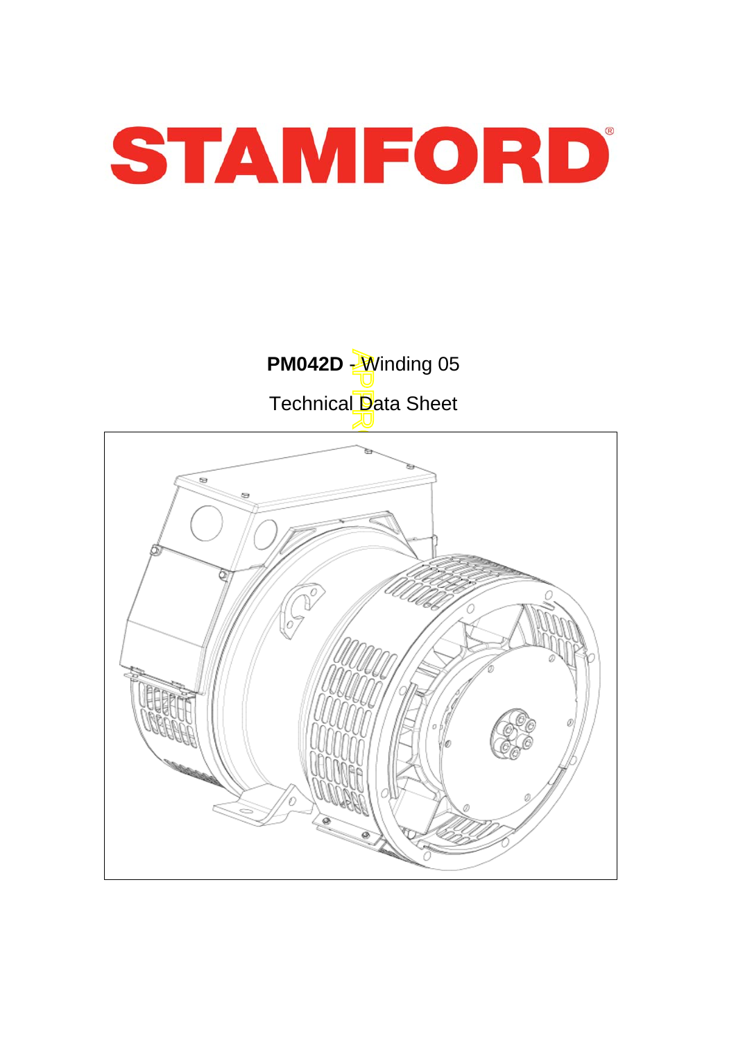# STAMFORD

**PM042D** - Winding 05

Technical Data Sheet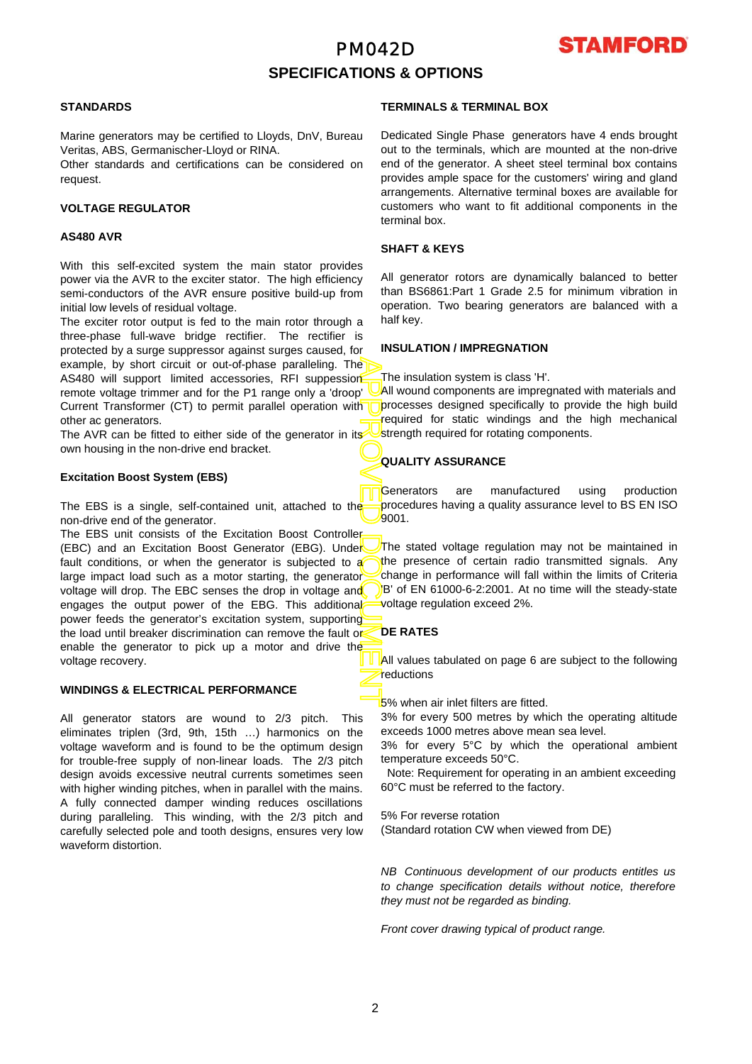# PM042D

## SPECIFICATIONS & OPTIONS

### STANDARDS

Marine generators may be certified to Lloyds, DnV, Bureau Veritas, ABS, Germanischer-Lloyd or RINA.
Other standards and certifications can be considered on request.

### VOLTAGE REGULATOR

### AS480 AVR

With this self-excited system the main stator provides power via the AVR to the exciter stator. The high efficiency semi-conductors of the AVR ensure positive build-up from initial low levels of residual voltage.
The exciter rotor output is fed to the main rotor through a three-phase full-wave bridge rectifier. The rectifier is protected by a surge suppressor against surges caused, for example, by short circuit or out-of-phase paralleling. The AS480 will support limited accessories, RFI suppession remote voltage trimmer and for the P1 range only a 'droop' Current Transformer (CT) to permit parallel operation with other ac generators.
The AVR can be fitted to either side of the generator in its own housing in the non-drive end bracket.

### Excitation Boost System (EBS)

The EBS is a single, self-contained unit, attached to the non-drive end of the generator.
The EBS unit consists of the Excitation Boost Controller (EBC) and an Excitation Boost Generator (EBG). Under fault conditions, or when the generator is subjected to a large impact load such as a motor starting, the generator voltage will drop. The EBC senses the drop in voltage and engages the output power of the EBG. This additional power feeds the generator's excitation system, supporting the load until breaker discrimination can remove the fault or enable the generator to pick up a motor and drive the voltage recovery.

### WINDINGS & ELECTRICAL PERFORMANCE

All generator stators are wound to 2/3 pitch. This eliminates triplen (3rd, 9th, 15th …) harmonics on the voltage waveform and is found to be the optimum design for trouble-free supply of non-linear loads. The 2/3 pitch design avoids excessive neutral currents sometimes seen with higher winding pitches, when in parallel with the mains. A fully connected damper winding reduces oscillations during paralleling. This winding, with the 2/3 pitch and carefully selected pole and tooth designs, ensures very low waveform distortion.

### TERMINALS & TERMINAL BOX

Dedicated Single Phase generators have 4 ends brought out to the terminals, which are mounted at the non-drive end of the generator. A sheet steel terminal box contains provides ample space for the customers' wiring and gland arrangements. Alternative terminal boxes are available for customers who want to fit additional components in the terminal box.

### SHAFT & KEYS

All generator rotors are dynamically balanced to better than BS6861:Part 1 Grade 2.5 for minimum vibration in operation. Two bearing generators are balanced with a half key.

### INSULATION / IMPREGNATION

The insulation system is class 'H'.
All wound components are impregnated with materials and processes designed specifically to provide the high build required for static windings and the high mechanical strength required for rotating components.

### QUALITY ASSURANCE

Generators are manufactured using production procedures having a quality assurance level to BS EN ISO 9001.

The stated voltage regulation may not be maintained in the presence of certain radio transmitted signals. Any change in performance will fall within the limits of Criteria 'B' of EN 61000-6-2:2001. At no time will the steady-state voltage regulation exceed 2%.

### DE RATES

All values tabulated on page 6 are subject to the following reductions

5% when air inlet filters are fitted.
3% for every 500 metres by which the operating altitude exceeds 1000 metres above mean sea level.
3% for every 5°C by which the operational ambient temperature exceeds 50°C.
Note: Requirement for operating in an ambient exceeding 60°C must be referred to the factory.

5% For reverse rotation
(Standard rotation CW when viewed from DE)

*NB Continuous development of our products entitles us to change specification details without notice, therefore they must not be regarded as binding.*

*Front cover drawing typical of product range.*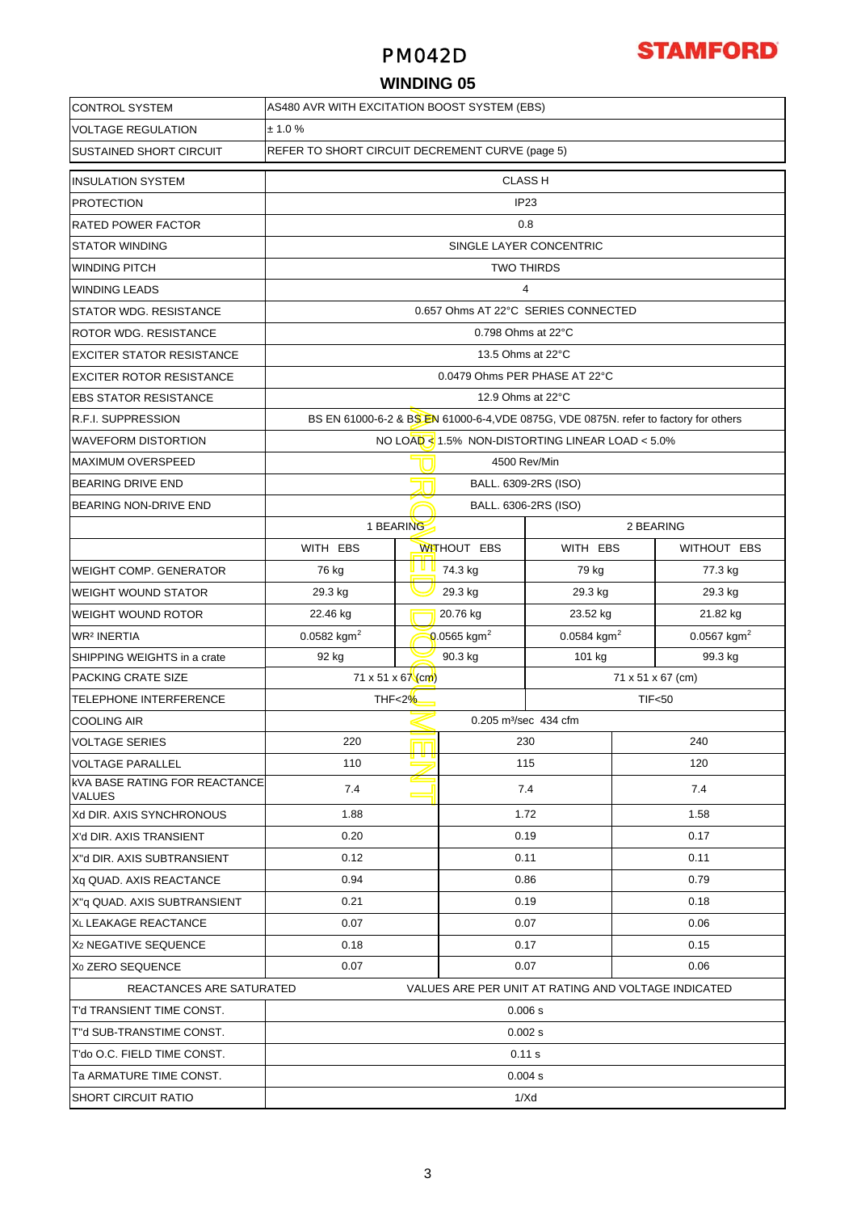# PM042D

## WINDING 05

| | | | | |
|---|---|---|---|---|
| CONTROL SYSTEM | AS480 AVR WITH EXCITATION BOOST SYSTEM (EBS) | | | |
| VOLTAGE REGULATION | ± 1.0 % | | | |
| SUSTAINED SHORT CIRCUIT | REFER TO SHORT CIRCUIT DECREMENT CURVE (page 5) | | | |
| INSULATION SYSTEM | CLASS H | | | |
| PROTECTION | IP23 | | | |
| RATED POWER FACTOR | 0.8 | | | |
| STATOR WINDING | SINGLE LAYER CONCENTRIC | | | |
| WINDING PITCH | TWO THIRDS | | | |
| WINDING LEADS | 4 | | | |
| STATOR WDG. RESISTANCE | 0.657 Ohms AT 22°C SERIES CONNECTED | | | |
| ROTOR WDG. RESISTANCE | 0.798 Ohms at 22°C | | | |
| EXCITER STATOR RESISTANCE | 13.5 Ohms at 22°C | | | |
| EXCITER ROTOR RESISTANCE | 0.0479 Ohms PER PHASE AT 22°C | | | |
| EBS STATOR RESISTANCE | 12.9 Ohms at 22°C | | | |
| R.F.I. SUPPRESSION | BS EN 61000-6-2 & BS EN 61000-6-4,VDE 0875G, VDE 0875N. refer to factory for others | | | |
| WAVEFORM DISTORTION | NO LOAD < 1.5% NON-DISTORTING LINEAR LOAD < 5.0% | | | |
| MAXIMUM OVERSPEED | 4500 Rev/Min | | | |
| BEARING DRIVE END | BALL. 6309-2RS (ISO) | | | |
| BEARING NON-DRIVE END | BALL. 6306-2RS (ISO) | | | |
| | 1 BEARING | | 2 BEARING | |
| | WITH EBS | WITHOUT EBS | WITH EBS | WITHOUT EBS |
| WEIGHT COMP. GENERATOR | 76 kg | 74.3 kg | 79 kg | 77.3 kg |
| WEIGHT WOUND STATOR | 29.3 kg | 29.3 kg | 29.3 kg | 29.3 kg |
| WEIGHT WOUND ROTOR | 22.46 kg | 20.76 kg | 23.52 kg | 21.82 kg |
| WR² INERTIA | 0.0582 kgm$^2$ | 0.0565 kgm$^2$ | 0.0584 kgm$^2$ | 0.0567 kgm$^2$ |
| SHIPPING WEIGHTS in a crate | 92 kg | 90.3 kg | 101 kg | 99.3 kg |
| PACKING CRATE SIZE | 71 x 51 x 67 (cm) | | 71 x 51 x 67 (cm) | |
| TELEPHONE INTERFERENCE | THF<2% | | TIF<50 | |
| COOLING AIR | 0.205 m³/sec 434 cfm | | | |
| VOLTAGE SERIES | 220 | 230 | 240 | |
| VOLTAGE PARALLEL | 110 | 115 | 120 | |
| kVA BASE RATING FOR REACTANCE VALUES | 7.4 | 7.4 | 7.4 | |
| Xd DIR. AXIS SYNCHRONOUS | 1.88 | 1.72 | 1.58 | |
| X'd DIR. AXIS TRANSIENT | 0.20 | 0.19 | 0.17 | |
| X''d DIR. AXIS SUBTRANSIENT | 0.12 | 0.11 | 0.11 | |
| Xq QUAD. AXIS REACTANCE | 0.94 | 0.86 | 0.79 | |
| X''q QUAD. AXIS SUBTRANSIENT | 0.21 | 0.19 | 0.18 | |
| XL LEAKAGE REACTANCE | 0.07 | 0.07 | 0.06 | |
| X2 NEGATIVE SEQUENCE | 0.18 | 0.17 | 0.15 | |
| X0 ZERO SEQUENCE | 0.07 | 0.07 | 0.06 | |
| REACTANCES ARE SATURATED | VALUES ARE PER UNIT AT RATING AND VOLTAGE INDICATED | | | |
| T'd TRANSIENT TIME CONST. | 0.006 s | | | |
| T''d SUB-TRANSTIME CONST. | 0.002 s | | | |
| T'do O.C. FIELD TIME CONST. | 0.11 s | | | |
| Ta ARMATURE TIME CONST. | 0.004 s | | | |
| SHORT CIRCUIT RATIO | 1/Xd | | | |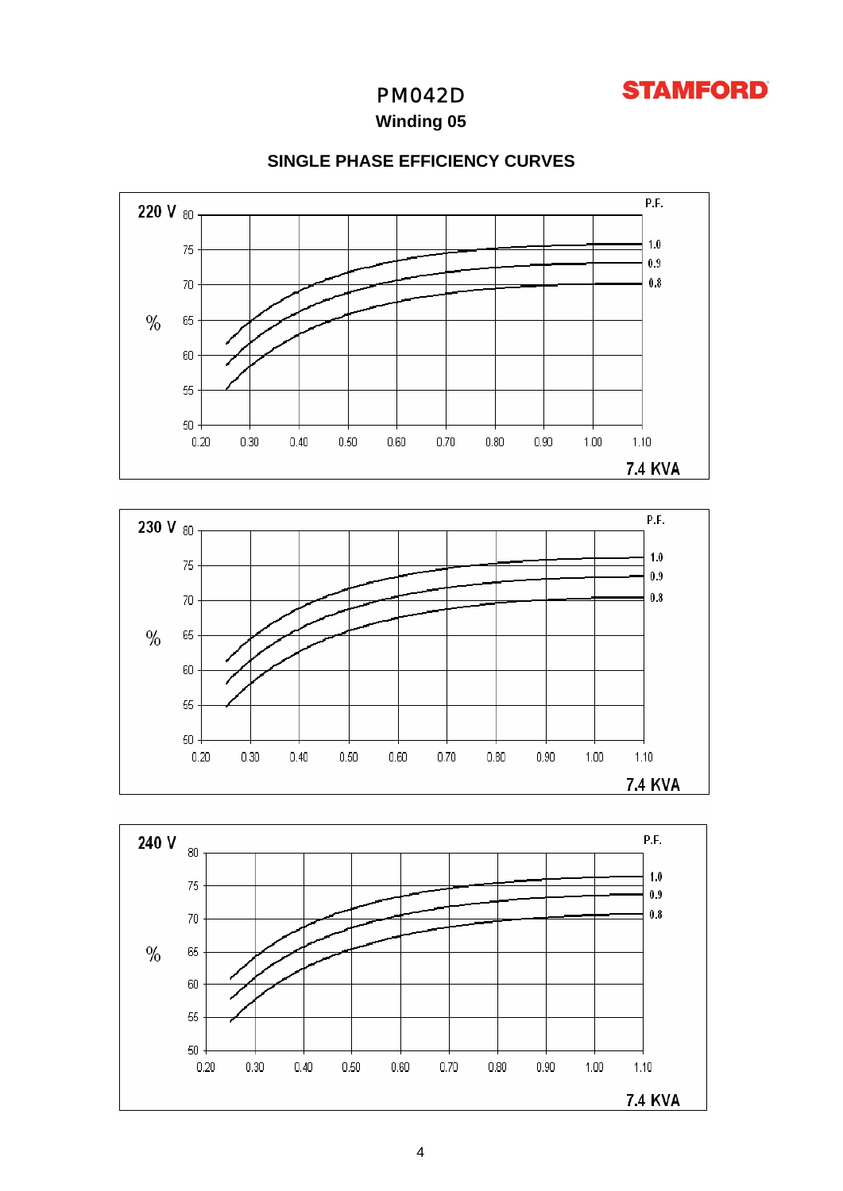# PM042D

## Winding 05

### SINGLE PHASE EFFICIENCY CURVES

**220 V** — 7.4 KVA

P.F.: 1.0, 0.9, 0.8

% (y-axis): 50, 55, 60, 65, 70, 75, 80

x-axis: 0.20, 0.30, 0.40, 0.50, 0.60, 0.70, 0.80, 0.90, 1.00, 1.10

**230 V** — 7.4 KVA

P.F.: 1.0, 0.9, 0.8

% (y-axis): 50, 55, 60, 65, 70, 75, 80

x-axis: 0.20, 0.30, 0.40, 0.50, 0.60, 0.70, 0.80, 0.90, 1.00, 1.10

**240 V** — 7.4 KVA

P.F.: 1.0, 0.9, 0.8

% (y-axis): 50, 55, 60, 65, 70, 75, 80

x-axis: 0.20, 0.30, 0.40, 0.50, 0.60, 0.70, 0.80, 0.90, 1.00, 1.10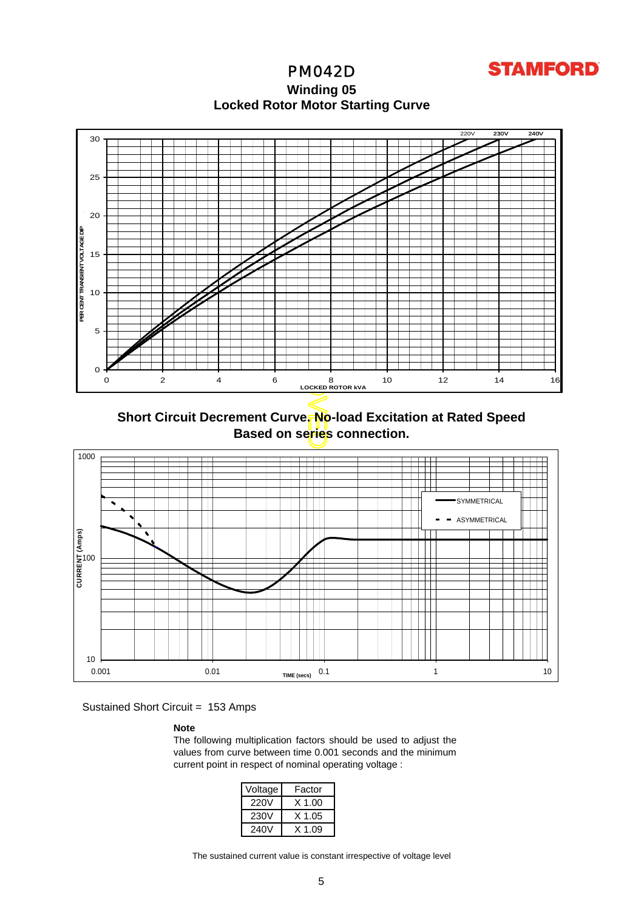# PM042D

## Winding 05

## Locked Rotor Motor Starting Curve

## Short Circuit Decrement Curve. No-load Excitation at Rated Speed Based on series connection.

Sustained Short Circuit = 153 Amps

**Note**

The following multiplication factors should be used to adjust the values from curve between time 0.001 seconds and the minimum current point in respect of nominal operating voltage :

| Voltage | Factor |
|---|---|
| 220V | X 1.00 |
| 230V | X 1.05 |
| 240V | X 1.09 |

The sustained current value is constant irrespective of voltage level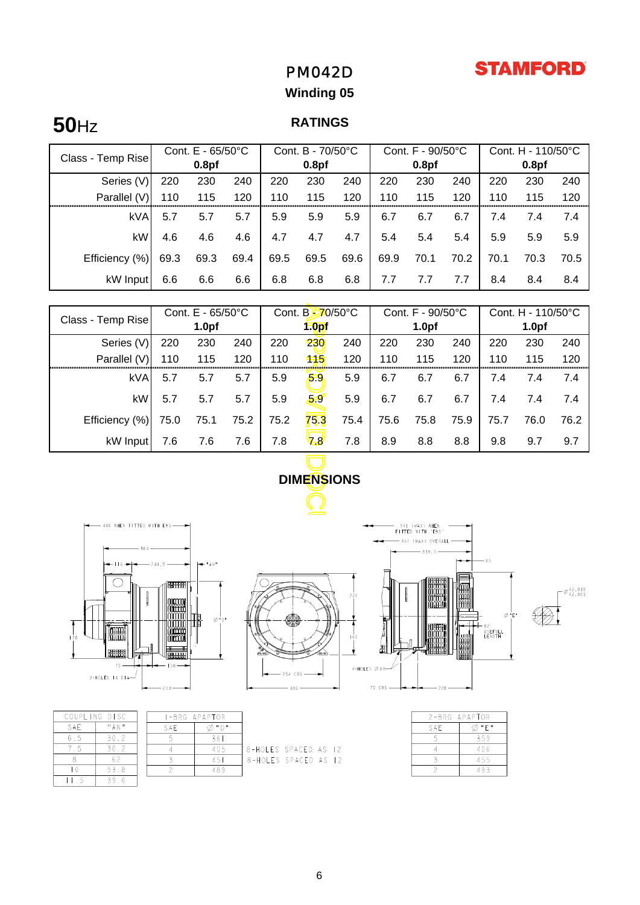# PM042D

**STAMFORD**

## Winding 05

**50**Hz

## RATINGS

| Class - Temp Rise | Cont. E - 65/50°C 0.8pf | | | Cont. B - 70/50°C 0.8pf | | | Cont. F - 90/50°C 0.8pf | | | Cont. H - 110/50°C 0.8pf | | |
|---|---|---|---|---|---|---|---|---|---|---|---|---|
| Series (V) | 220 | 230 | 240 | 220 | 230 | 240 | 220 | 230 | 240 | 220 | 230 | 240 |
| Parallel (V) | 110 | 115 | 120 | 110 | 115 | 120 | 110 | 115 | 120 | 110 | 115 | 120 |
| kVA | 5.7 | 5.7 | 5.7 | 5.9 | 5.9 | 5.9 | 6.7 | 6.7 | 6.7 | 7.4 | 7.4 | 7.4 |
| kW | 4.6 | 4.6 | 4.6 | 4.7 | 4.7 | 4.7 | 5.4 | 5.4 | 5.4 | 5.9 | 5.9 | 5.9 |
| Efficiency (%) | 69.3 | 69.3 | 69.4 | 69.5 | 69.5 | 69.6 | 69.9 | 70.1 | 70.2 | 70.1 | 70.3 | 70.5 |
| kW Input | 6.6 | 6.6 | 6.6 | 6.8 | 6.8 | 6.8 | 7.7 | 7.7 | 7.7 | 8.4 | 8.4 | 8.4 |

| Class - Temp Rise | Cont. E - 65/50°C 1.0pf | | | Cont. B - 70/50°C 1.0pf | | | Cont. F - 90/50°C 1.0pf | | | Cont. H - 110/50°C 1.0pf | | |
|---|---|---|---|---|---|---|---|---|---|---|---|---|
| Series (V) | 220 | 230 | 240 | 220 | 230 | 240 | 220 | 230 | 240 | 220 | 230 | 240 |
| Parallel (V) | 110 | 115 | 120 | 110 | 115 | 120 | 110 | 115 | 120 | 110 | 115 | 120 |
| kVA | 5.7 | 5.7 | 5.7 | 5.9 | 5.9 | 5.9 | 6.7 | 6.7 | 6.7 | 7.4 | 7.4 | 7.4 |
| kW | 5.7 | 5.7 | 5.7 | 5.9 | 5.9 | 5.9 | 6.7 | 6.7 | 6.7 | 7.4 | 7.4 | 7.4 |
| Efficiency (%) | 75.0 | 75.1 | 75.2 | 75.2 | 75.3 | 75.4 | 75.6 | 75.8 | 75.9 | 75.7 | 76.0 | 76.2 |
| kW Input | 7.6 | 7.6 | 7.6 | 7.8 | 7.8 | 7.8 | 8.9 | 8.8 | 8.8 | 9.8 | 9.7 | 9.7 |

## DIMENSIONS

| COUPLING DISC | |
|---|---|
| SAE | "AN" |
| 6.5 | 30.2 |
| 7.5 | 30.2 |
| 8 | 62 |
| 10 | 53.8 |
| 11.5 | 39.6 |

| 1-BRG ADAPTOR | | |
|---|---|---|
| SAE | Ø "D" | |
| 5 | 361 | |
| 4 | 405 | |
| 3 | 451 | 8-HOLES SPACED AS 12 |
| 2 | 489 | 8-HOLES SPACED AS 12 |

| 2-BRG ADAPTOR | |
|---|---|
| SAE | Ø "E" |
| 5 | 359 |
| 4 | 406 |
| 3 | 455 |
| 2 | 493 |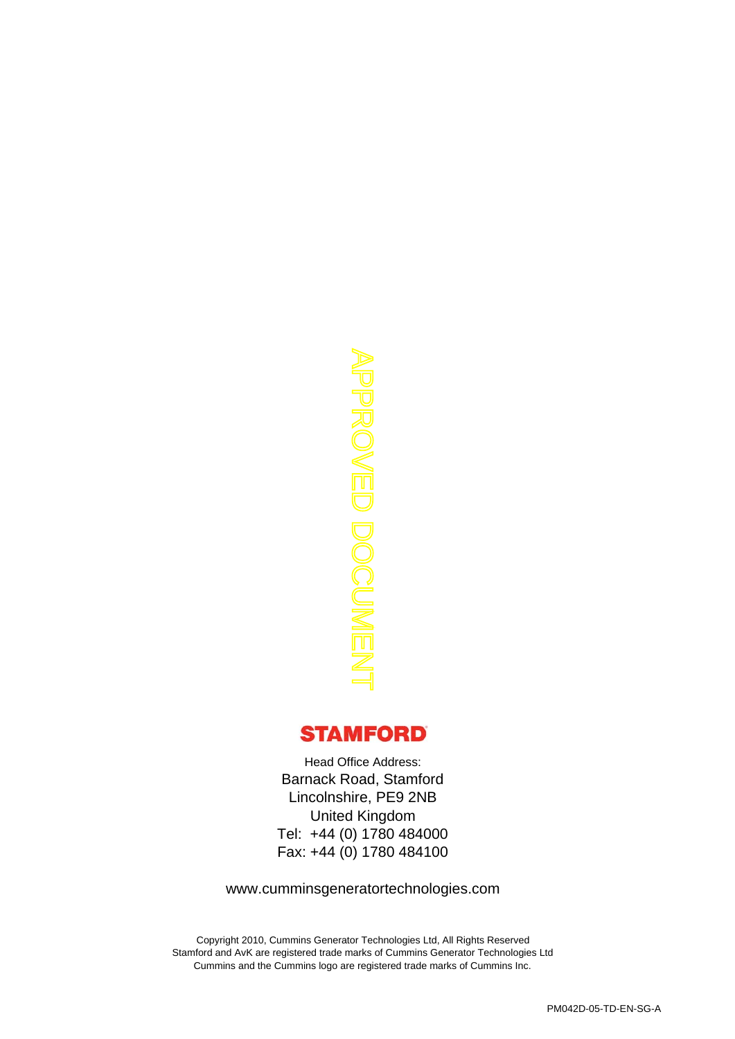APPROVED DOCUMENT

**STAMFORD**

Head Office Address:
Barnack Road, Stamford
Lincolnshire, PE9 2NB
United Kingdom
Tel: +44 (0) 1780 484000
Fax: +44 (0) 1780 484100

www.cumminsgeneratortechnologies.com

Copyright 2010, Cummins Generator Technologies Ltd, All Rights Reserved
Stamford and AvK are registered trade marks of Cummins Generator Technologies Ltd
Cummins and the Cummins logo are registered trade marks of Cummins Inc.

PM042D-05-TD-EN-SG-A